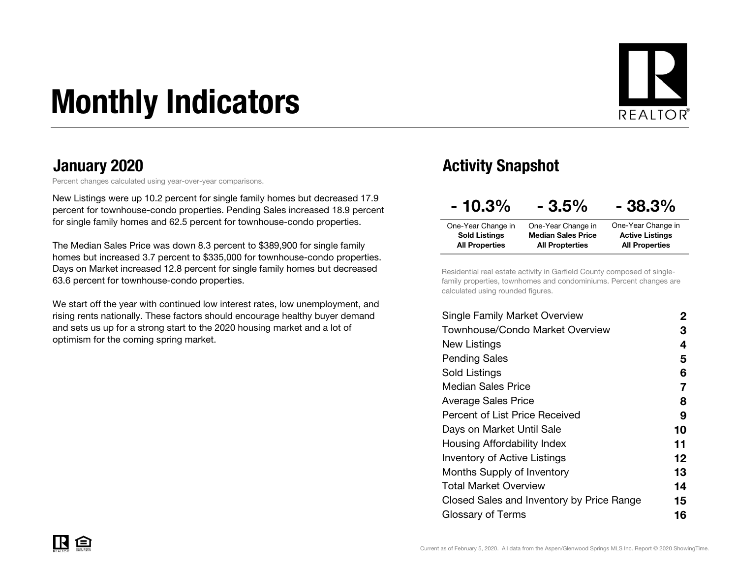# Monthly Indicators

## January 2020

Percent changes calculated using year-over-year comparisons.

New Listings were up 10.2 percent for single family homes but decreased 17.9 percent for townhouse-condo properties. Pending Sales increased 18.9 percent for single family homes and 62.5 percent for townhouse-condo properties.

The Median Sales Price was down 8.3 percent to $389,900 for single family homes but increased 3.7 percent to $335,000 for townhouse-condo properties. Days on Market increased 12.8 percent for single family homes but decreased 63.6 percent for townhouse-condo properties.

We start off the year with continued low interest rates, low unemployment, and rising rents nationally. These factors should encourage healthy buyer demand and sets us up for a strong start to the 2020 housing market and a lot of optimism for the coming spring market.

## Activity Snapshot

| - 10.3% | - 3.5% | - 38.3% |
|---|---|---|
| One-Year Change in **Sold Listings All Properties** | One-Year Change in **Median Sales Price All Properties** | One-Year Change in **Active Listings All Properties** |

Residential real estate activity in Garfield County composed of single-family properties, townhomes and condominiums. Percent changes are calculated using rounded figures.

| | |
|---|---|
| Single Family Market Overview | 2 |
| Townhouse/Condo Market Overview | 3 |
| New Listings | 4 |
| Pending Sales | 5 |
| Sold Listings | 6 |
| Median Sales Price | 7 |
| Average Sales Price | 8 |
| Percent of List Price Received | 9 |
| Days on Market Until Sale | 10 |
| Housing Affordability Index | 11 |
| Inventory of Active Listings | 12 |
| Months Supply of Inventory | 13 |
| Total Market Overview | 14 |
| Closed Sales and Inventory by Price Range | 15 |
| Glossary of Terms | 16 |

Current as of February 5, 2020. All data from the Aspen/Glenwood Springs MLS Inc. Report © 2020 ShowingTime.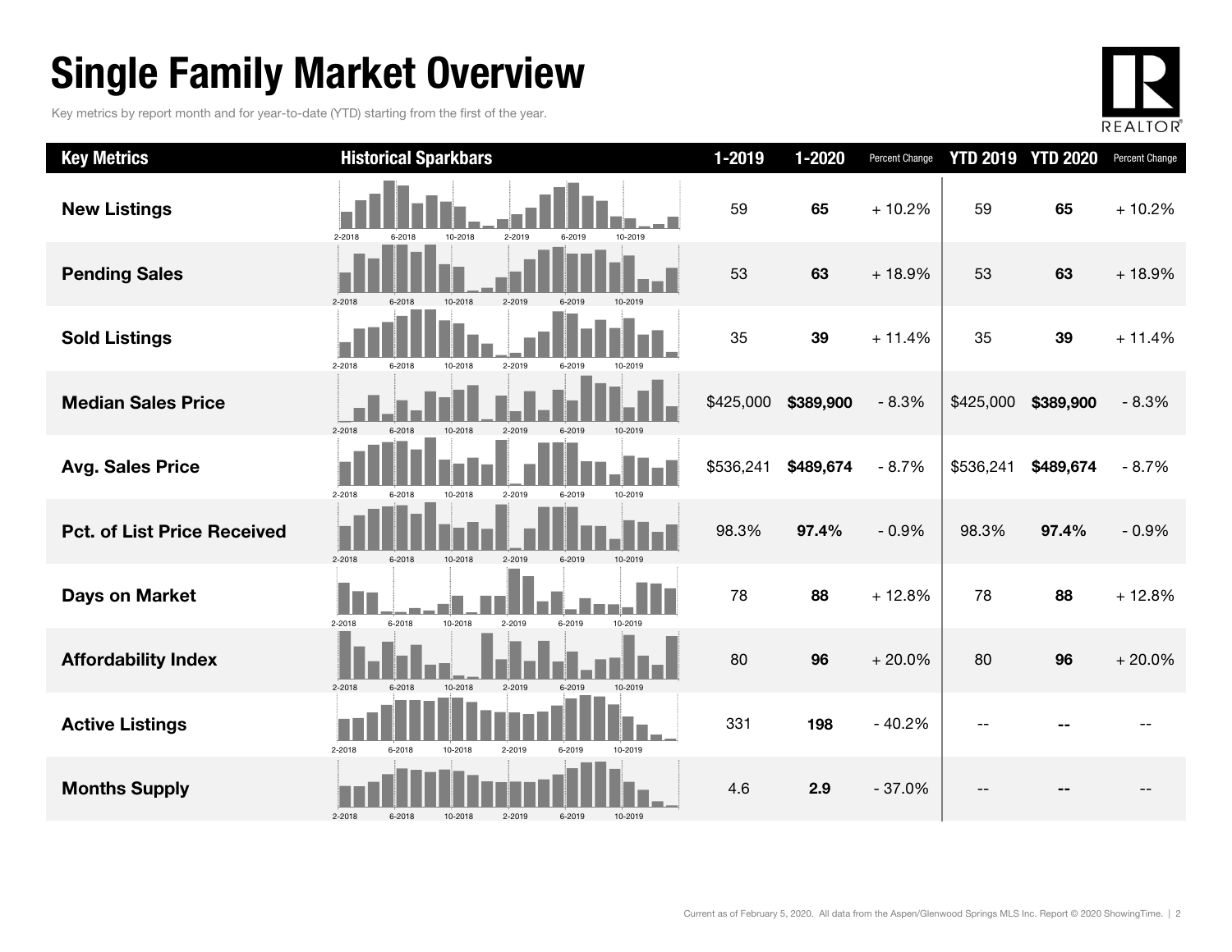# Single Family Market Overview

Key metrics by report month and for year-to-date (YTD) starting from the first of the year.

| Key Metrics | Historical Sparkbars | 1-2019 | 1-2020 | Percent Change | YTD 2019 | YTD 2020 | Percent Change |
|---|---|---|---|---|---|---|---|
| **New Listings** | 2-2018 6-2018 10-2018 2-2019 6-2019 10-2019 | 59 | **65** | + 10.2% | 59 | **65** | + 10.2% |
| **Pending Sales** | 2-2018 6-2018 10-2018 2-2019 6-2019 10-2019 | 53 | **63** | + 18.9% | 53 | **63** | + 18.9% |
| **Sold Listings** | 2-2018 6-2018 10-2018 2-2019 6-2019 10-2019 | 35 | **39** | + 11.4% | 35 | **39** | + 11.4% |
| **Median Sales Price** | 2-2018 6-2018 10-2018 2-2019 6-2019 10-2019 | $425,000 | **$389,900** | - 8.3% | $425,000 | **$389,900** | - 8.3% |
| **Avg. Sales Price** | 2-2018 6-2018 10-2018 2-2019 6-2019 10-2019 | $536,241 | **$489,674** | - 8.7% | $536,241 | **$489,674** | - 8.7% |
| **Pct. of List Price Received** | 2-2018 6-2018 10-2018 2-2019 6-2019 10-2019 | 98.3% | **97.4%** | - 0.9% | 98.3% | **97.4%** | - 0.9% |
| **Days on Market** | 2-2018 6-2018 10-2018 2-2019 6-2019 10-2019 | 78 | **88** | + 12.8% | 78 | **88** | + 12.8% |
| **Affordability Index** | 2-2018 6-2018 10-2018 2-2019 6-2019 10-2019 | 80 | **96** | + 20.0% | 80 | **96** | + 20.0% |
| **Active Listings** | 2-2018 6-2018 10-2018 2-2019 6-2019 10-2019 | 331 | **198** | - 40.2% | -- | **--** | -- |
| **Months Supply** | 2-2018 6-2018 10-2018 2-2019 6-2019 10-2019 | 4.6 | **2.9** | - 37.0% | -- | **--** | -- |

Current as of February 5, 2020. All data from the Aspen/Glenwood Springs MLS Inc. Report © 2020 ShowingTime.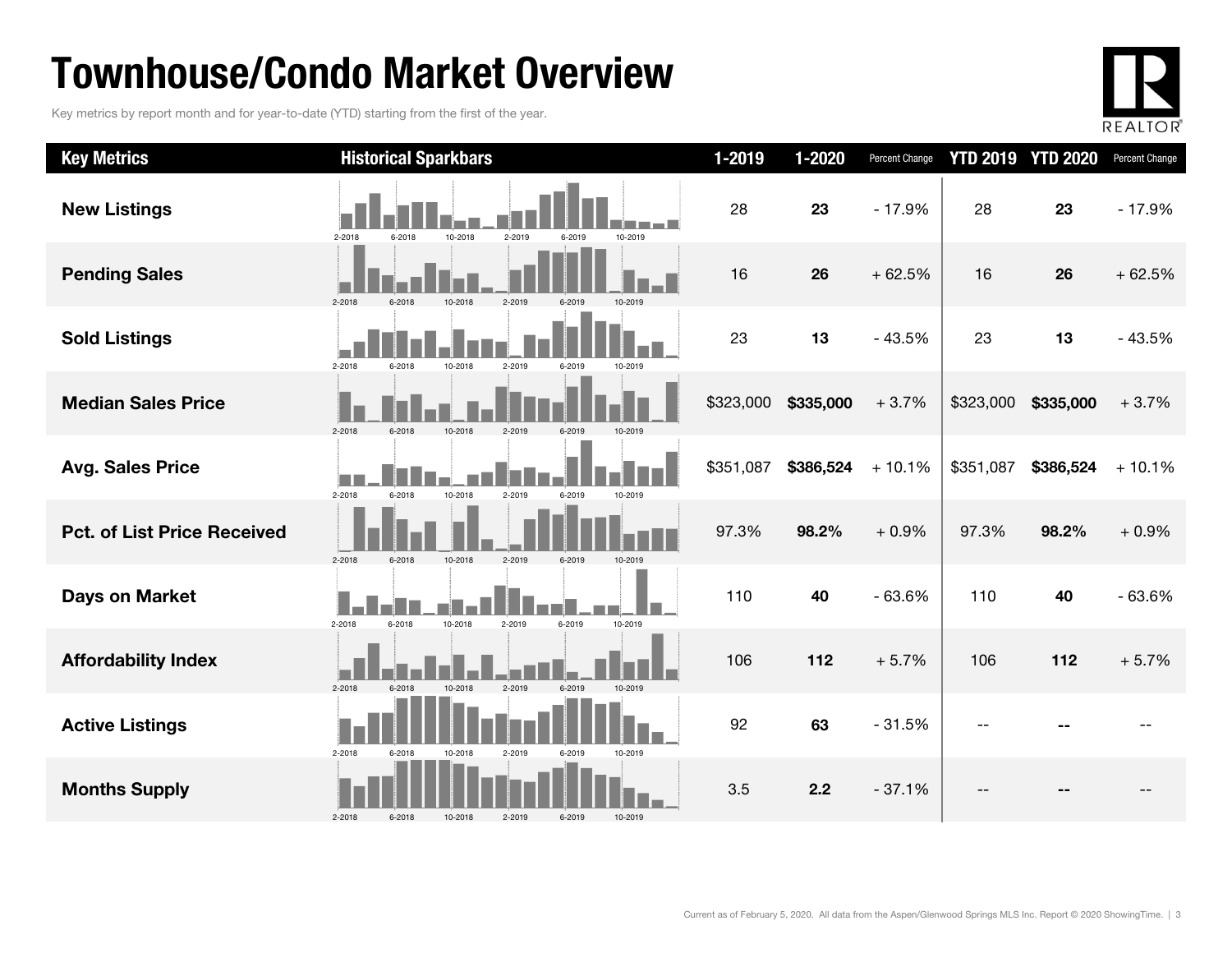# Townhouse/Condo Market Overview

Key metrics by report month and for year-to-date (YTD) starting from the first of the year.

| Key Metrics | Historical Sparkbars | 1-2019 | 1-2020 | Percent Change | YTD 2019 | YTD 2020 | Percent Change |
|---|---|---|---|---|---|---|---|
| **New Listings** | 2-2018 6-2018 10-2018 2-2019 6-2019 10-2019 | 28 | **23** | - 17.9% | 28 | **23** | - 17.9% |
| **Pending Sales** | 2-2018 6-2018 10-2018 2-2019 6-2019 10-2019 | 16 | **26** | + 62.5% | 16 | **26** | + 62.5% |
| **Sold Listings** | 2-2018 6-2018 10-2018 2-2019 6-2019 10-2019 | 23 | **13** | - 43.5% | 23 | **13** | - 43.5% |
| **Median Sales Price** | 2-2018 6-2018 10-2018 2-2019 6-2019 10-2019 | $323,000 | **$335,000** | + 3.7% | $323,000 | **$335,000** | + 3.7% |
| **Avg. Sales Price** | 2-2018 6-2018 10-2018 2-2019 6-2019 10-2019 | $351,087 | **$386,524** | + 10.1% | $351,087 | **$386,524** | + 10.1% |
| **Pct. of List Price Received** | 2-2018 6-2018 10-2018 2-2019 6-2019 10-2019 | 97.3% | **98.2%** | + 0.9% | 97.3% | **98.2%** | + 0.9% |
| **Days on Market** | 2-2018 6-2018 10-2018 2-2019 6-2019 10-2019 | 110 | **40** | - 63.6% | 110 | **40** | - 63.6% |
| **Affordability Index** | 2-2018 6-2018 10-2018 2-2019 6-2019 10-2019 | 106 | **112** | + 5.7% | 106 | **112** | + 5.7% |
| **Active Listings** | 2-2018 6-2018 10-2018 2-2019 6-2019 10-2019 | 92 | **63** | - 31.5% | -- | **--** | -- |
| **Months Supply** | 2-2018 6-2018 10-2018 2-2019 6-2019 10-2019 | 3.5 | **2.2** | - 37.1% | -- | **--** | -- |

Current as of February 5, 2020. All data from the Aspen/Glenwood Springs MLS Inc. Report © 2020 ShowingTime.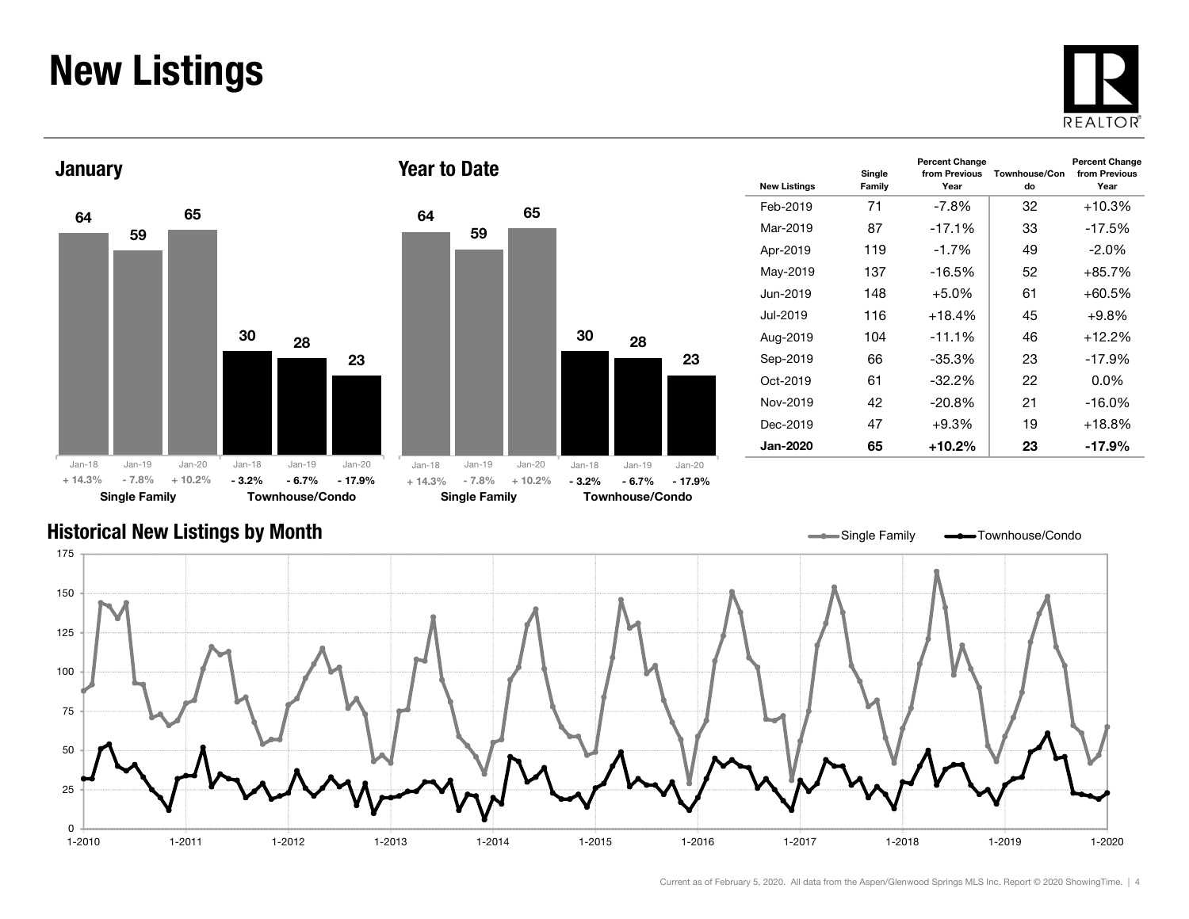# New Listings

## January

| | Jan-18 | Jan-19 | Jan-20 |
|---|---|---|---|
| Single Family | 64 | 59 | 65 |
| Percent Change | + 14.3% | - 7.8% | + 10.2% |
| Townhouse/Condo | 30 | 28 | 23 |
| Percent Change | - 3.2% | - 6.7% | - 17.9% |

## Year to Date

| | Jan-18 | Jan-19 | Jan-20 |
|---|---|---|---|
| Single Family | 64 | 59 | 65 |
| Percent Change | + 14.3% | - 7.8% | + 10.2% |
| Townhouse/Condo | 30 | 28 | 23 |
| Percent Change | - 3.2% | - 6.7% | - 17.9% |

| New Listings | Single Family | Percent Change from Previous Year | Townhouse/Condo | Percent Change from Previous Year |
|---|---|---|---|---|
| Feb-2019 | 71 | -7.8% | 32 | +10.3% |
| Mar-2019 | 87 | -17.1% | 33 | -17.5% |
| Apr-2019 | 119 | -1.7% | 49 | -2.0% |
| May-2019 | 137 | -16.5% | 52 | +85.7% |
| Jun-2019 | 148 | +5.0% | 61 | +60.5% |
| Jul-2019 | 116 | +18.4% | 45 | +9.8% |
| Aug-2019 | 104 | -11.1% | 46 | +12.2% |
| Sep-2019 | 66 | -35.3% | 23 | -17.9% |
| Oct-2019 | 61 | -32.2% | 22 | 0.0% |
| Nov-2019 | 42 | -20.8% | 21 | -16.0% |
| Dec-2019 | 47 | +9.3% | 19 | +18.8% |
| **Jan-2020** | **65** | **+10.2%** | **23** | **-17.9%** |

## Historical New Listings by Month

Single Family — Townhouse/Condo

Current as of February 5, 2020. All data from the Aspen/Glenwood Springs MLS Inc. Report © 2020 ShowingTime.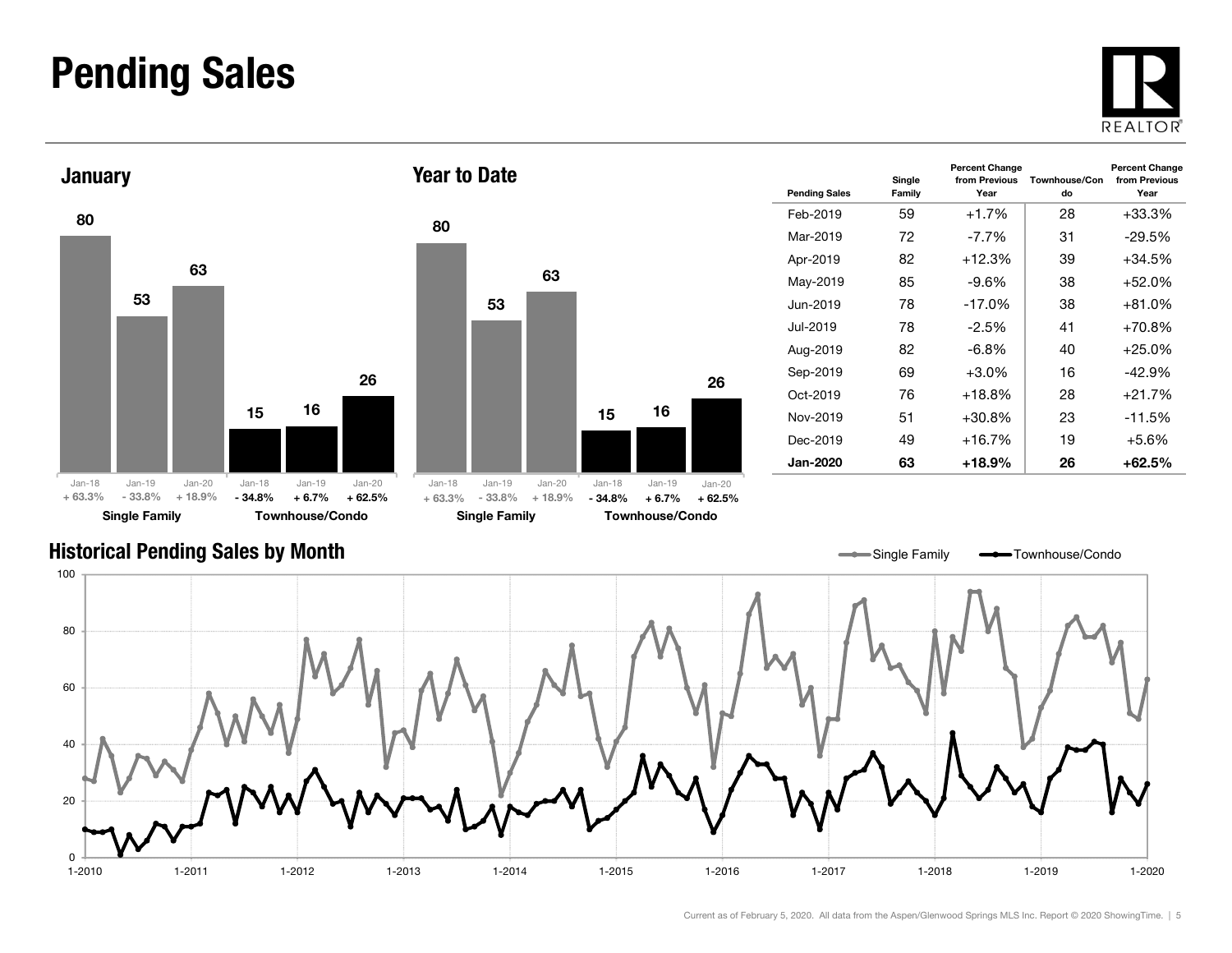# Pending Sales

## January

| | Jan-18 | Jan-19 | Jan-20 |
|---|---|---|---|
| **Single Family** | 80 | 53 | 63 |
| | + 63.3% | - 33.8% | + 18.9% |
| **Townhouse/Condo** | 15 | 16 | 26 |
| | - 34.8% | + 6.7% | + 62.5% |

## Year to Date

| | Jan-18 | Jan-19 | Jan-20 |
|---|---|---|---|
| **Single Family** | 80 | 53 | 63 |
| | + 63.3% | - 33.8% | + 18.9% |
| **Townhouse/Condo** | 15 | 16 | 26 |
| | - 34.8% | + 6.7% | + 62.5% |

| Pending Sales | Single Family | Percent Change from Previous Year | Townhouse/Condo | Percent Change from Previous Year |
|---|---|---|---|---|
| Feb-2019 | 59 | +1.7% | 28 | +33.3% |
| Mar-2019 | 72 | -7.7% | 31 | -29.5% |
| Apr-2019 | 82 | +12.3% | 39 | +34.5% |
| May-2019 | 85 | -9.6% | 38 | +52.0% |
| Jun-2019 | 78 | -17.0% | 38 | +81.0% |
| Jul-2019 | 78 | -2.5% | 41 | +70.8% |
| Aug-2019 | 82 | -6.8% | 40 | +25.0% |
| Sep-2019 | 69 | +3.0% | 16 | -42.9% |
| Oct-2019 | 76 | +18.8% | 28 | +21.7% |
| Nov-2019 | 51 | +30.8% | 23 | -11.5% |
| Dec-2019 | 49 | +16.7% | 19 | +5.6% |
| **Jan-2020** | **63** | **+18.9%** | **26** | **+62.5%** |

## Historical Pending Sales by Month

Single Family — Townhouse/Condo

Current as of February 5, 2020. All data from the Aspen/Glenwood Springs MLS Inc. Report © 2020 ShowingTime.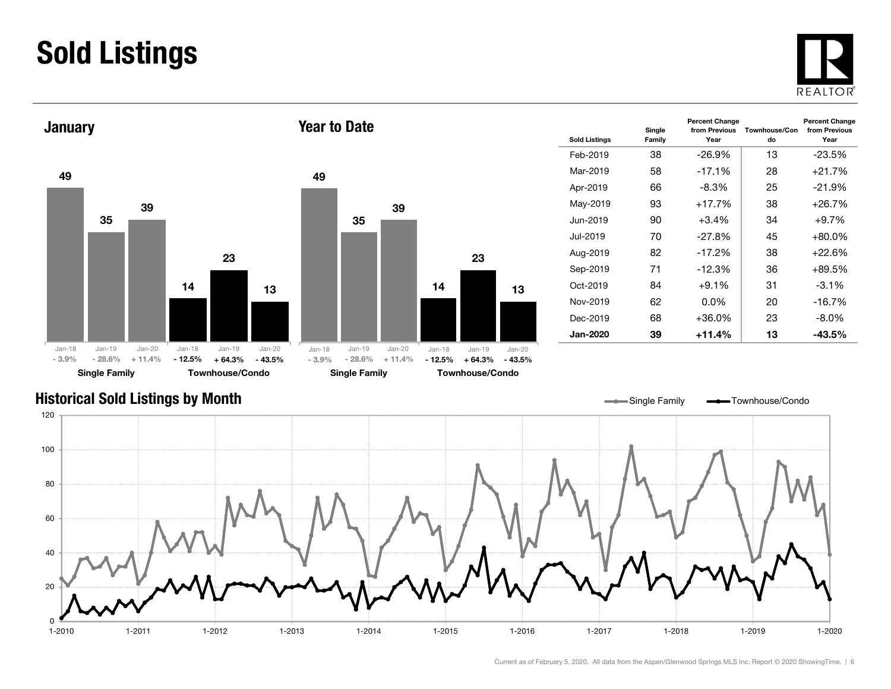# Sold Listings

## January

| | Jan-18 | Jan-19 | Jan-20 |
|---|---|---|---|
| Single Family | 49 | 35 | 39 |
| Percent Change | - 3.9% | - 28.6% | + 11.4% |
| Townhouse/Condo | 14 | 23 | 13 |
| Percent Change | - 12.5% | + 64.3% | - 43.5% |

## Year to Date

| | Jan-18 | Jan-19 | Jan-20 |
|---|---|---|---|
| Single Family | 49 | 35 | 39 |
| Percent Change | - 3.9% | - 28.6% | + 11.4% |
| Townhouse/Condo | 14 | 23 | 13 |
| Percent Change | - 12.5% | + 64.3% | - 43.5% |

| Sold Listings | Single Family | Percent Change from Previous Year | Townhouse/Condo | Percent Change from Previous Year |
|---|---|---|---|---|
| Feb-2019 | 38 | -26.9% | 13 | -23.5% |
| Mar-2019 | 58 | -17.1% | 28 | +21.7% |
| Apr-2019 | 66 | -8.3% | 25 | -21.9% |
| May-2019 | 93 | +17.7% | 38 | +26.7% |
| Jun-2019 | 90 | +3.4% | 34 | +9.7% |
| Jul-2019 | 70 | -27.8% | 45 | +80.0% |
| Aug-2019 | 82 | -17.2% | 38 | +22.6% |
| Sep-2019 | 71 | -12.3% | 36 | +89.5% |
| Oct-2019 | 84 | +9.1% | 31 | -3.1% |
| Nov-2019 | 62 | 0.0% | 20 | -16.7% |
| Dec-2019 | 68 | +36.0% | 23 | -8.0% |
| **Jan-2020** | **39** | **+11.4%** | **13** | **-43.5%** |

## Historical Sold Listings by Month

Current as of February 5, 2020. All data from the Aspen/Glenwood Springs MLS Inc. Report © 2020 ShowingTime.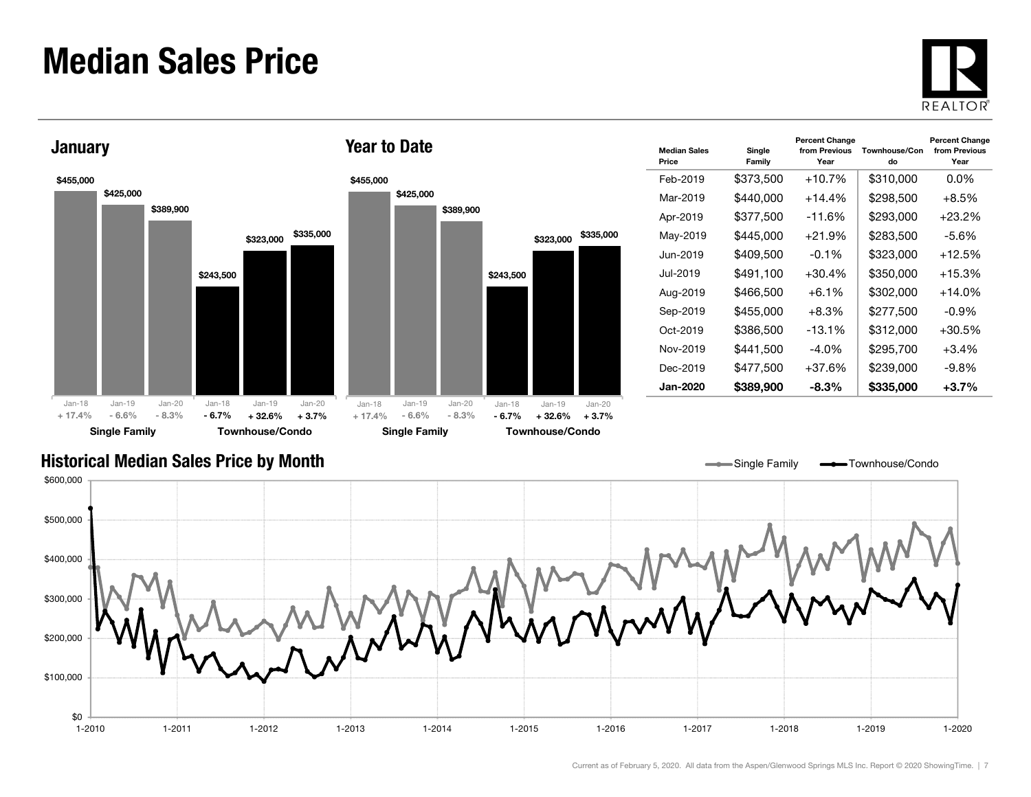# Median Sales Price

## January

| | Jan-18 | Jan-19 | Jan-20 |
|---|---|---|---|
| Single Family | $455,000 | $425,000 | $389,900 |
| Percent Change | + 17.4% | - 6.6% | - 8.3% |
| Townhouse/Condo | $243,500 | $323,000 | $335,000 |
| Percent Change | - 6.7% | + 32.6% | + 3.7% |

## Year to Date

| | Jan-18 | Jan-19 | Jan-20 |
|---|---|---|---|
| Single Family | $455,000 | $425,000 | $389,900 |
| Percent Change | + 17.4% | - 6.6% | - 8.3% |
| Townhouse/Condo | $243,500 | $323,000 | $335,000 |
| Percent Change | - 6.7% | + 32.6% | + 3.7% |

| Median Sales Price | Single Family | Percent Change from Previous Year | Townhouse/Condo | Percent Change from Previous Year |
|---|---|---|---|---|
| Feb-2019 | $373,500 | +10.7% | $310,000 | 0.0% |
| Mar-2019 | $440,000 | +14.4% | $298,500 | +8.5% |
| Apr-2019 | $377,500 | -11.6% | $293,000 | +23.2% |
| May-2019 | $445,000 | +21.9% | $283,500 | -5.6% |
| Jun-2019 | $409,500 | -0.1% | $323,000 | +12.5% |
| Jul-2019 | $491,100 | +30.4% | $350,000 | +15.3% |
| Aug-2019 | $466,500 | +6.1% | $302,000 | +14.0% |
| Sep-2019 | $455,000 | +8.3% | $277,500 | -0.9% |
| Oct-2019 | $386,500 | -13.1% | $312,000 | +30.5% |
| Nov-2019 | $441,500 | -4.0% | $295,700 | +3.4% |
| Dec-2019 | $477,500 | +37.6% | $239,000 | -9.8% |
| **Jan-2020** | **$389,900** | **-8.3%** | **$335,000** | **+3.7%** |

## Historical Median Sales Price by Month

Current as of February 5, 2020. All data from the Aspen/Glenwood Springs MLS Inc. Report © 2020 ShowingTime.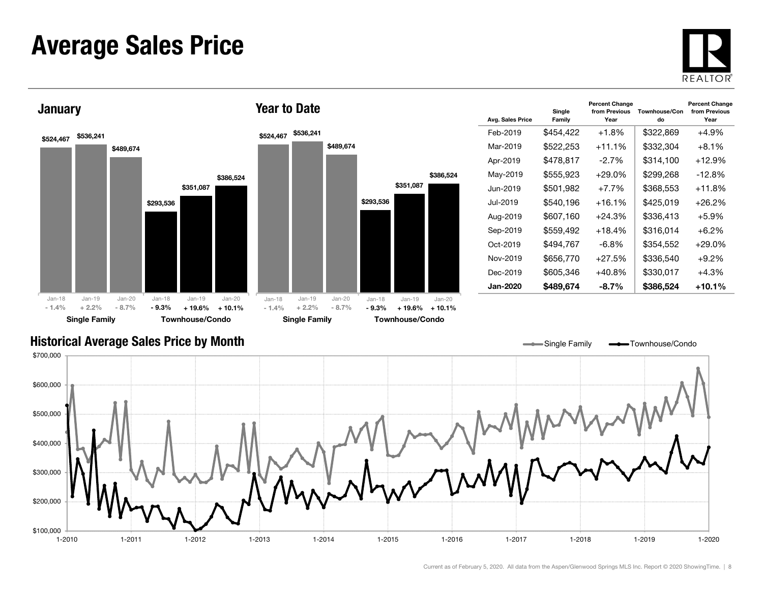# Average Sales Price

## January

| | Jan-18 | Jan-19 | Jan-20 |
|---|---|---|---|
| Single Family | $524,467 | $536,241 | $489,674 |
| Change | - 1.4% | + 2.2% | - 8.7% |
| Townhouse/Condo | $293,536 | $351,087 | $386,524 |
| Change | - 9.3% | + 19.6% | + 10.1% |

## Year to Date

| | Jan-18 | Jan-19 | Jan-20 |
|---|---|---|---|
| Single Family | $524,467 | $536,241 | $489,674 |
| Change | - 1.4% | + 2.2% | - 8.7% |
| Townhouse/Condo | $293,536 | $351,087 | $386,524 |
| Change | - 9.3% | + 19.6% | + 10.1% |

| Avg. Sales Price | Single Family | Percent Change from Previous Year | Townhouse/Condo | Percent Change from Previous Year |
|---|---|---|---|---|
| Feb-2019 | $454,422 | +1.8% | $322,869 | +4.9% |
| Mar-2019 | $522,253 | +11.1% | $332,304 | +8.1% |
| Apr-2019 | $478,817 | -2.7% | $314,100 | +12.9% |
| May-2019 | $555,923 | +29.0% | $299,268 | -12.8% |
| Jun-2019 | $501,982 | +7.7% | $368,553 | +11.8% |
| Jul-2019 | $540,196 | +16.1% | $425,019 | +26.2% |
| Aug-2019 | $607,160 | +24.3% | $336,413 | +5.9% |
| Sep-2019 | $559,492 | +18.4% | $316,014 | +6.2% |
| Oct-2019 | $494,767 | -6.8% | $354,552 | +29.0% |
| Nov-2019 | $656,770 | +27.5% | $336,540 | +9.2% |
| Dec-2019 | $605,346 | +40.8% | $330,017 | +4.3% |
| **Jan-2020** | **$489,674** | **-8.7%** | **$386,524** | **+10.1%** |

## Historical Average Sales Price by Month

Single Family — Townhouse/Condo

Current as of February 5, 2020. All data from the Aspen/Glenwood Springs MLS Inc. Report © 2020 ShowingTime.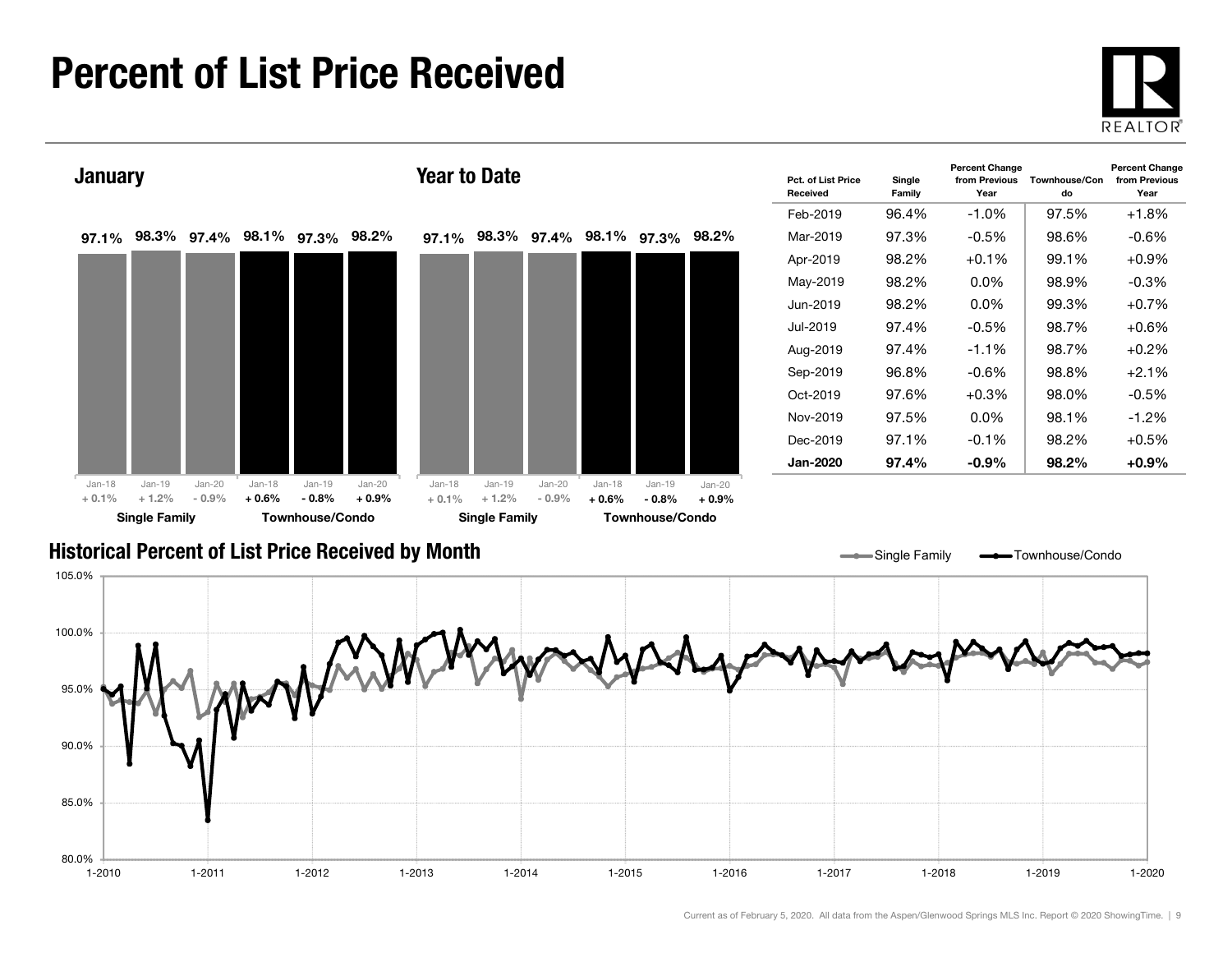# Percent of List Price Received

## January

| | Jan-18 | Jan-19 | Jan-20 |
|---|---|---|---|
| Single Family | 97.1% (+ 0.1%) | 98.3% (+ 1.2%) | 97.4% (- 0.9%) |
| Townhouse/Condo | 98.1% (+ 0.6%) | 97.3% (- 0.8%) | 98.2% (+ 0.9%) |

## Year to Date

| | Jan-18 | Jan-19 | Jan-20 |
|---|---|---|---|
| Single Family | 97.1% (+ 0.1%) | 98.3% (+ 1.2%) | 97.4% (- 0.9%) |
| Townhouse/Condo | 98.1% (+ 0.6%) | 97.3% (- 0.8%) | 98.2% (+ 0.9%) |

| Pct. of List Price Received | Single Family | Percent Change from Previous Year | Townhouse/Condo | Percent Change from Previous Year |
|---|---|---|---|---|
| Feb-2019 | 96.4% | -1.0% | 97.5% | +1.8% |
| Mar-2019 | 97.3% | -0.5% | 98.6% | -0.6% |
| Apr-2019 | 98.2% | +0.1% | 99.1% | +0.9% |
| May-2019 | 98.2% | 0.0% | 98.9% | -0.3% |
| Jun-2019 | 98.2% | 0.0% | 99.3% | +0.7% |
| Jul-2019 | 97.4% | -0.5% | 98.7% | +0.6% |
| Aug-2019 | 97.4% | -1.1% | 98.7% | +0.2% |
| Sep-2019 | 96.8% | -0.6% | 98.8% | +2.1% |
| Oct-2019 | 97.6% | +0.3% | 98.0% | -0.5% |
| Nov-2019 | 97.5% | 0.0% | 98.1% | -1.2% |
| Dec-2019 | 97.1% | -0.1% | 98.2% | +0.5% |
| **Jan-2020** | **97.4%** | **-0.9%** | **98.2%** | **+0.9%** |

## Historical Percent of List Price Received by Month

Current as of February 5, 2020. All data from the Aspen/Glenwood Springs MLS Inc. Report © 2020 ShowingTime.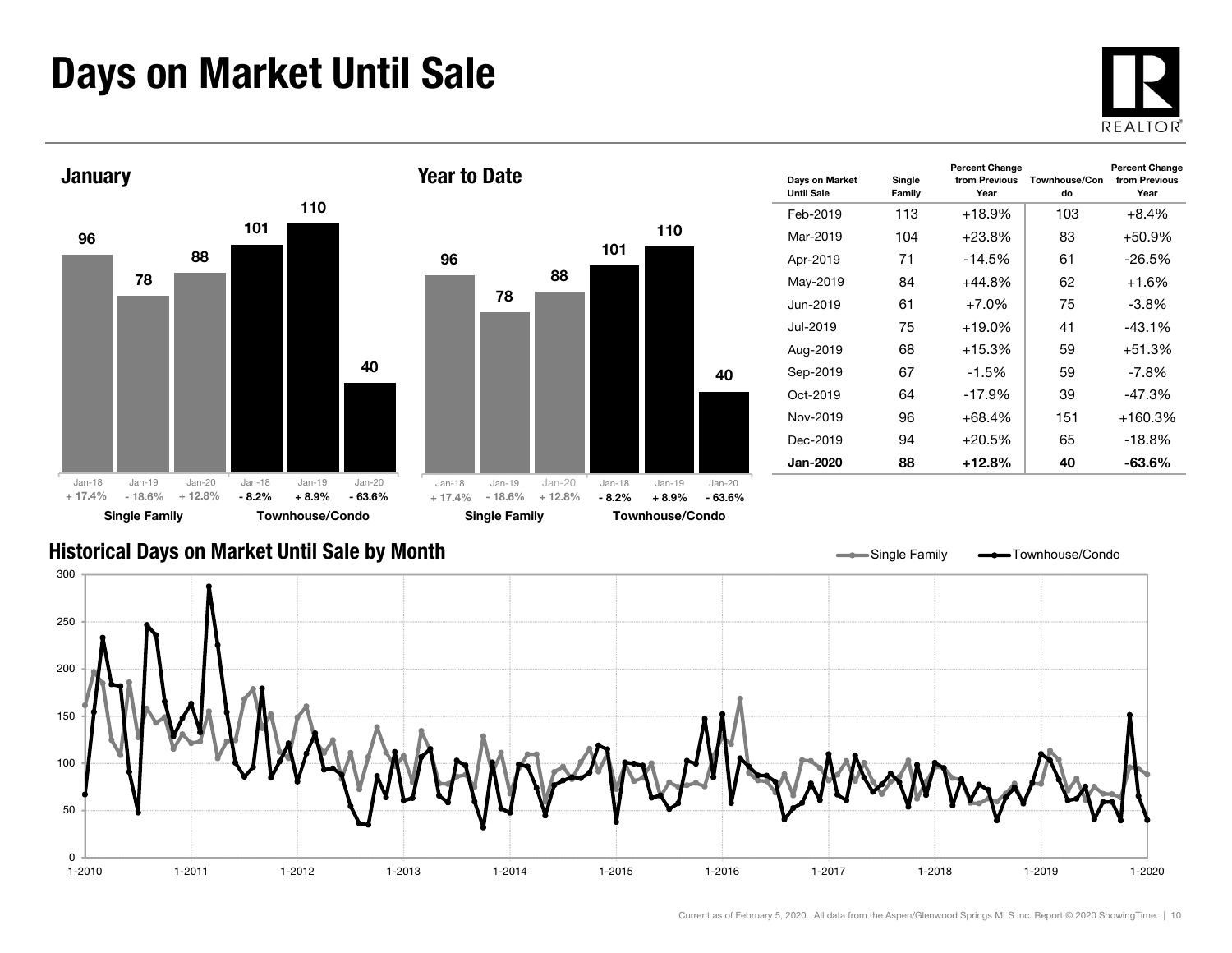# Days on Market Until Sale

## January

| | Jan-18 | Jan-19 | Jan-20 |
|---|---|---|---|
| Single Family | 96 | 78 | 88 |
| Percent Change | + 17.4% | - 18.6% | + 12.8% |
| Townhouse/Condo | 101 | 110 | 40 |
| Percent Change | - 8.2% | + 8.9% | - 63.6% |

## Year to Date

| | Jan-18 | Jan-19 | Jan-20 |
|---|---|---|---|
| Single Family | 96 | 78 | 88 |
| Percent Change | + 17.4% | - 18.6% | + 12.8% |
| Townhouse/Condo | 101 | 110 | 40 |
| Percent Change | - 8.2% | + 8.9% | - 63.6% |

| Days on Market Until Sale | Single Family | Percent Change from Previous Year | Townhouse/Condo | Percent Change from Previous Year |
|---|---|---|---|---|
| Feb-2019 | 113 | +18.9% | 103 | +8.4% |
| Mar-2019 | 104 | +23.8% | 83 | +50.9% |
| Apr-2019 | 71 | -14.5% | 61 | -26.5% |
| May-2019 | 84 | +44.8% | 62 | +1.6% |
| Jun-2019 | 61 | +7.0% | 75 | -3.8% |
| Jul-2019 | 75 | +19.0% | 41 | -43.1% |
| Aug-2019 | 68 | +15.3% | 59 | +51.3% |
| Sep-2019 | 67 | -1.5% | 59 | -7.8% |
| Oct-2019 | 64 | -17.9% | 39 | -47.3% |
| Nov-2019 | 96 | +68.4% | 151 | +160.3% |
| Dec-2019 | 94 | +20.5% | 65 | -18.8% |
| **Jan-2020** | **88** | **+12.8%** | **40** | **-63.6%** |

## Historical Days on Market Until Sale by Month

Current as of February 5, 2020. All data from the Aspen/Glenwood Springs MLS Inc. Report © 2020 ShowingTime.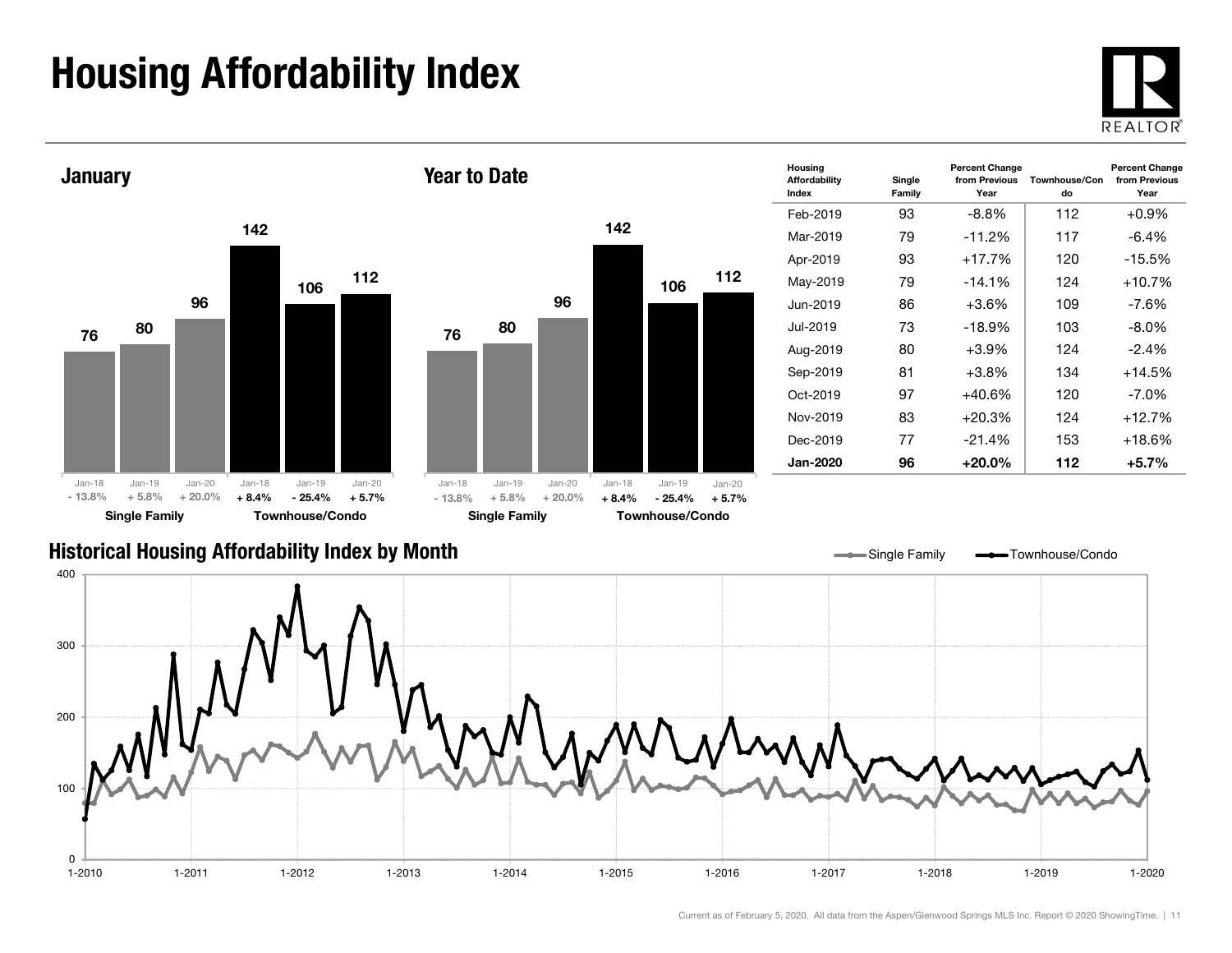# Housing Affordability Index

## January

| | Jan-18 | Jan-19 | Jan-20 |
|---|---|---|---|
| Single Family | 76 | 80 | 96 |
| | - 13.8% | + 5.8% | + 20.0% |
| Townhouse/Condo | 142 | 106 | 112 |
| | + 8.4% | - 25.4% | + 5.7% |

## Year to Date

| | Jan-18 | Jan-19 | Jan-20 |
|---|---|---|---|
| Single Family | 76 | 80 | 96 |
| | - 13.8% | + 5.8% | + 20.0% |
| Townhouse/Condo | 142 | 106 | 112 |
| | + 8.4% | - 25.4% | + 5.7% |

| Housing Affordability Index | Single Family | Percent Change from Previous Year | Townhouse/Condo | Percent Change from Previous Year |
|---|---|---|---|---|
| Feb-2019 | 93 | -8.8% | 112 | +0.9% |
| Mar-2019 | 79 | -11.2% | 117 | -6.4% |
| Apr-2019 | 93 | +17.7% | 120 | -15.5% |
| May-2019 | 79 | -14.1% | 124 | +10.7% |
| Jun-2019 | 86 | +3.6% | 109 | -7.6% |
| Jul-2019 | 73 | -18.9% | 103 | -8.0% |
| Aug-2019 | 80 | +3.9% | 124 | -2.4% |
| Sep-2019 | 81 | +3.8% | 134 | +14.5% |
| Oct-2019 | 97 | +40.6% | 120 | -7.0% |
| Nov-2019 | 83 | +20.3% | 124 | +12.7% |
| Dec-2019 | 77 | -21.4% | 153 | +18.6% |
| **Jan-2020** | **96** | **+20.0%** | **112** | **+5.7%** |

## Historical Housing Affordability Index by Month

Single Family — Townhouse/Condo

Current as of February 5, 2020. All data from the Aspen/Glenwood Springs MLS Inc. Report © 2020 ShowingTime.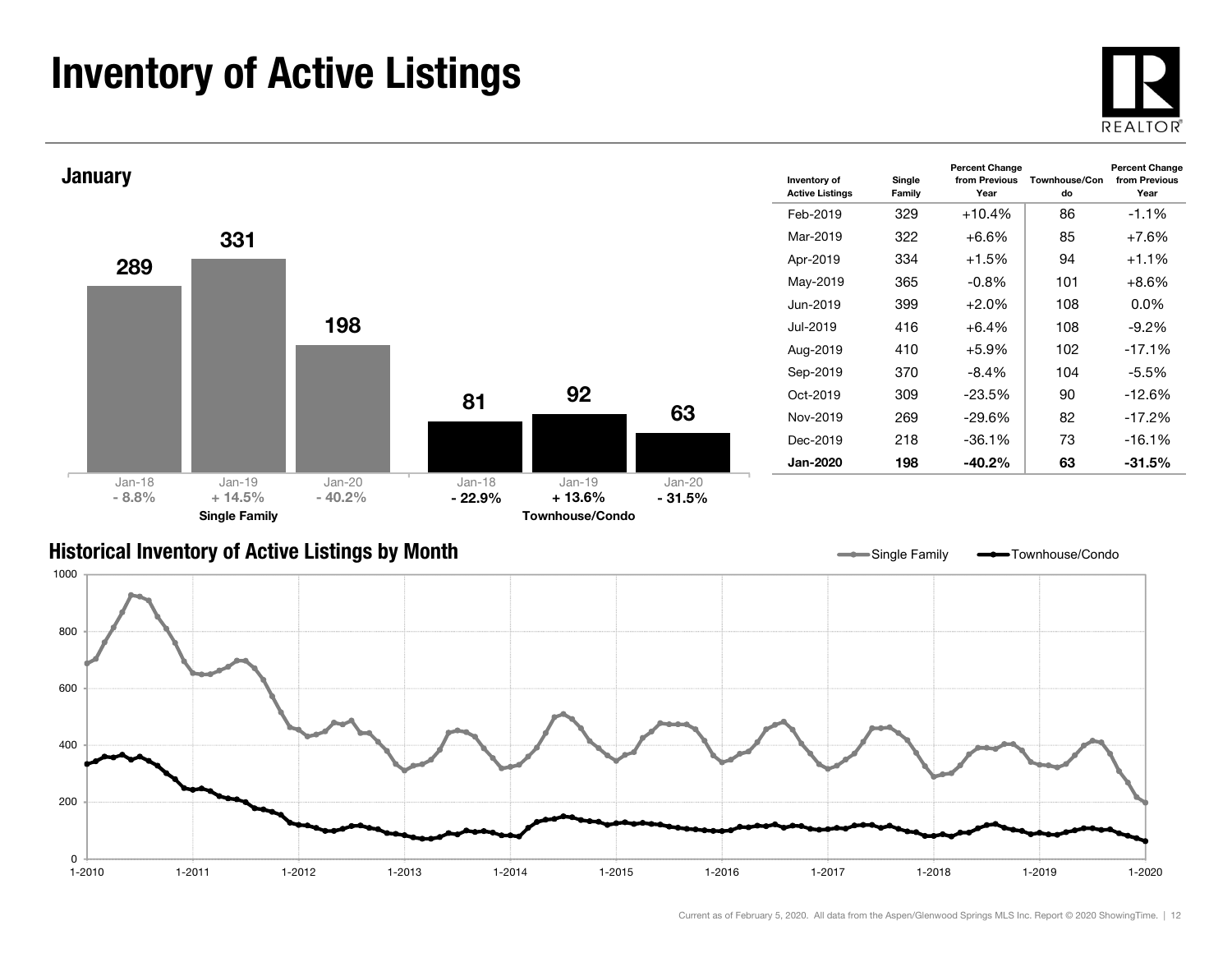# Inventory of Active Listings

## January

| | Jan-18 | Jan-19 | Jan-20 |
|---|---|---|---|
| Single Family | 289 | 331 | 198 |
| Percent Change | - 8.8% | + 14.5% | - 40.2% |
| Townhouse/Condo | 81 | 92 | 63 |
| Percent Change | - 22.9% | + 13.6% | - 31.5% |

| Inventory of Active Listings | Single Family | Percent Change from Previous Year | Townhouse/Condo | Percent Change from Previous Year |
|---|---|---|---|---|
| Feb-2019 | 329 | +10.4% | 86 | -1.1% |
| Mar-2019 | 322 | +6.6% | 85 | +7.6% |
| Apr-2019 | 334 | +1.5% | 94 | +1.1% |
| May-2019 | 365 | -0.8% | 101 | +8.6% |
| Jun-2019 | 399 | +2.0% | 108 | 0.0% |
| Jul-2019 | 416 | +6.4% | 108 | -9.2% |
| Aug-2019 | 410 | +5.9% | 102 | -17.1% |
| Sep-2019 | 370 | -8.4% | 104 | -5.5% |
| Oct-2019 | 309 | -23.5% | 90 | -12.6% |
| Nov-2019 | 269 | -29.6% | 82 | -17.2% |
| Dec-2019 | 218 | -36.1% | 73 | -16.1% |
| **Jan-2020** | **198** | **-40.2%** | **63** | **-31.5%** |

## Historical Inventory of Active Listings by Month

Single Family — Townhouse/Condo

Current as of February 5, 2020. All data from the Aspen/Glenwood Springs MLS Inc. Report © 2020 ShowingTime.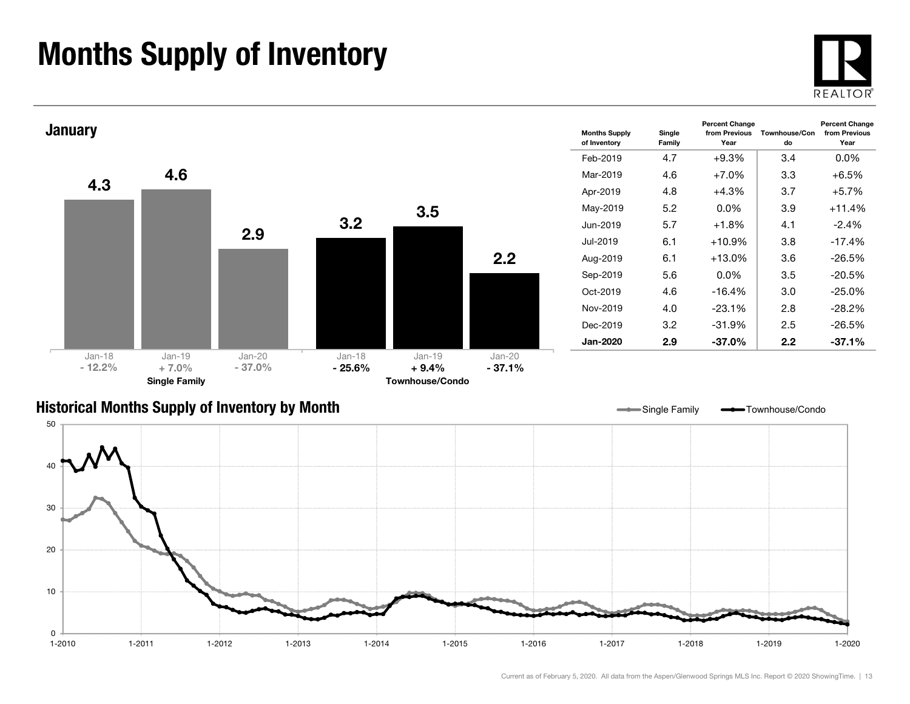# Months Supply of Inventory

## January

| | Jan-18 | Jan-19 | Jan-20 |
|---|---|---|---|
| Single Family | 4.3 | 4.6 | 2.9 |
| Percent Change | - 12.2% | + 7.0% | - 37.0% |
| Townhouse/Condo | 3.2 | 3.5 | 2.2 |
| Percent Change | - 25.6% | + 9.4% | - 37.1% |

| Months Supply of Inventory | Single Family | Percent Change from Previous Year | Townhouse/Condo | Percent Change from Previous Year |
|---|---|---|---|---|
| Feb-2019 | 4.7 | +9.3% | 3.4 | 0.0% |
| Mar-2019 | 4.6 | +7.0% | 3.3 | +6.5% |
| Apr-2019 | 4.8 | +4.3% | 3.7 | +5.7% |
| May-2019 | 5.2 | 0.0% | 3.9 | +11.4% |
| Jun-2019 | 5.7 | +1.8% | 4.1 | -2.4% |
| Jul-2019 | 6.1 | +10.9% | 3.8 | -17.4% |
| Aug-2019 | 6.1 | +13.0% | 3.6 | -26.5% |
| Sep-2019 | 5.6 | 0.0% | 3.5 | -20.5% |
| Oct-2019 | 4.6 | -16.4% | 3.0 | -25.0% |
| Nov-2019 | 4.0 | -23.1% | 2.8 | -28.2% |
| Dec-2019 | 3.2 | -31.9% | 2.5 | -26.5% |
| **Jan-2020** | **2.9** | **-37.0%** | **2.2** | **-37.1%** |

## Historical Months Supply of Inventory by Month

Current as of February 5, 2020. All data from the Aspen/Glenwood Springs MLS Inc. Report © 2020 ShowingTime.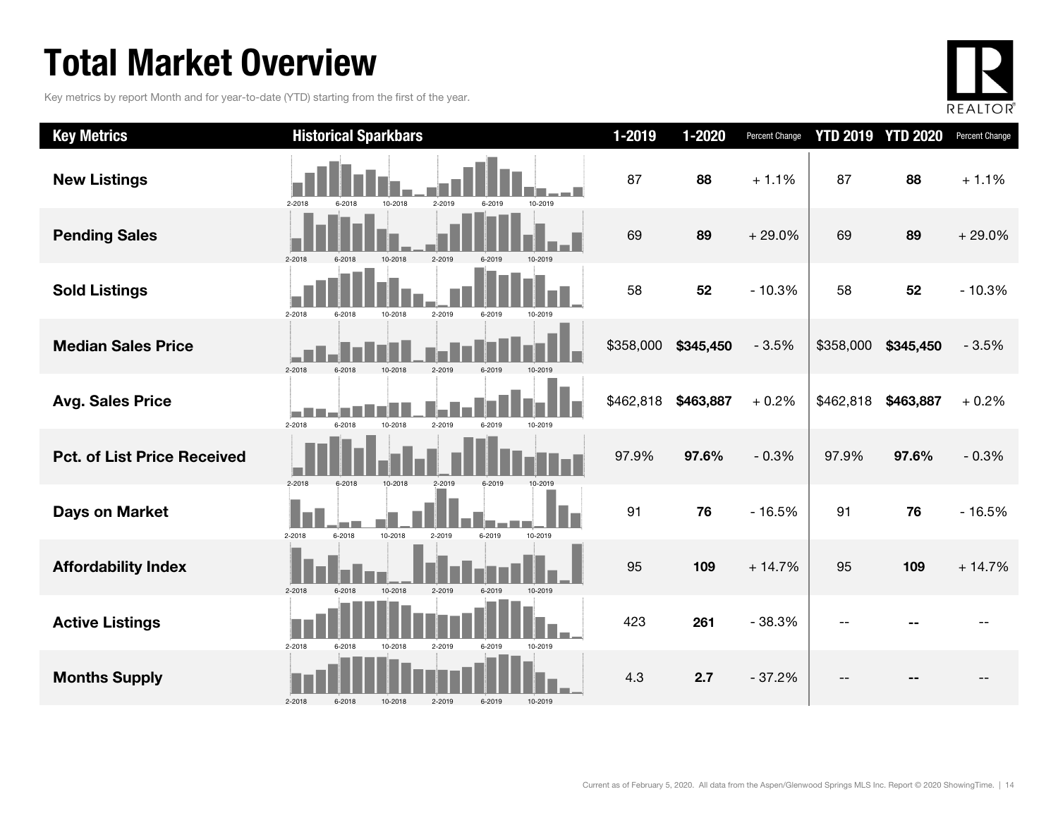# Total Market Overview

Key metrics by report Month and for year-to-date (YTD) starting from the first of the year.

| Key Metrics | Historical Sparkbars | 1-2019 | 1-2020 | Percent Change | YTD 2019 | YTD 2020 | Percent Change |
|---|---|---|---|---|---|---|---|
| New Listings | 2-2018 6-2018 10-2018 2-2019 6-2019 10-2019 | 87 | **88** | + 1.1% | 87 | **88** | + 1.1% |
| Pending Sales | 2-2018 6-2018 10-2018 2-2019 6-2019 10-2019 | 69 | **89** | + 29.0% | 69 | **89** | + 29.0% |
| Sold Listings | 2-2018 6-2018 10-2018 2-2019 6-2019 10-2019 | 58 | **52** | - 10.3% | 58 | **52** | - 10.3% |
| Median Sales Price | 2-2018 6-2018 10-2018 2-2019 6-2019 10-2019 | $358,000 | **$345,450** | - 3.5% | $358,000 | **$345,450** | - 3.5% |
| Avg. Sales Price | 2-2018 6-2018 10-2018 2-2019 6-2019 10-2019 | $462,818 | **$463,887** | + 0.2% | $462,818 | **$463,887** | + 0.2% |
| Pct. of List Price Received | 2-2018 6-2018 10-2018 2-2019 6-2019 10-2019 | 97.9% | **97.6%** | - 0.3% | 97.9% | **97.6%** | - 0.3% |
| Days on Market | 2-2018 6-2018 10-2018 2-2019 6-2019 10-2019 | 91 | **76** | - 16.5% | 91 | **76** | - 16.5% |
| Affordability Index | 2-2018 6-2018 10-2018 2-2019 6-2019 10-2019 | 95 | **109** | + 14.7% | 95 | **109** | + 14.7% |
| Active Listings | 2-2018 6-2018 10-2018 2-2019 6-2019 10-2019 | 423 | **261** | - 38.3% | -- | **--** | -- |
| Months Supply | 2-2018 6-2018 10-2018 2-2019 6-2019 10-2019 | 4.3 | **2.7** | - 37.2% | -- | **--** | -- |

Current as of February 5, 2020. All data from the Aspen/Glenwood Springs MLS Inc. Report © 2020 ShowingTime.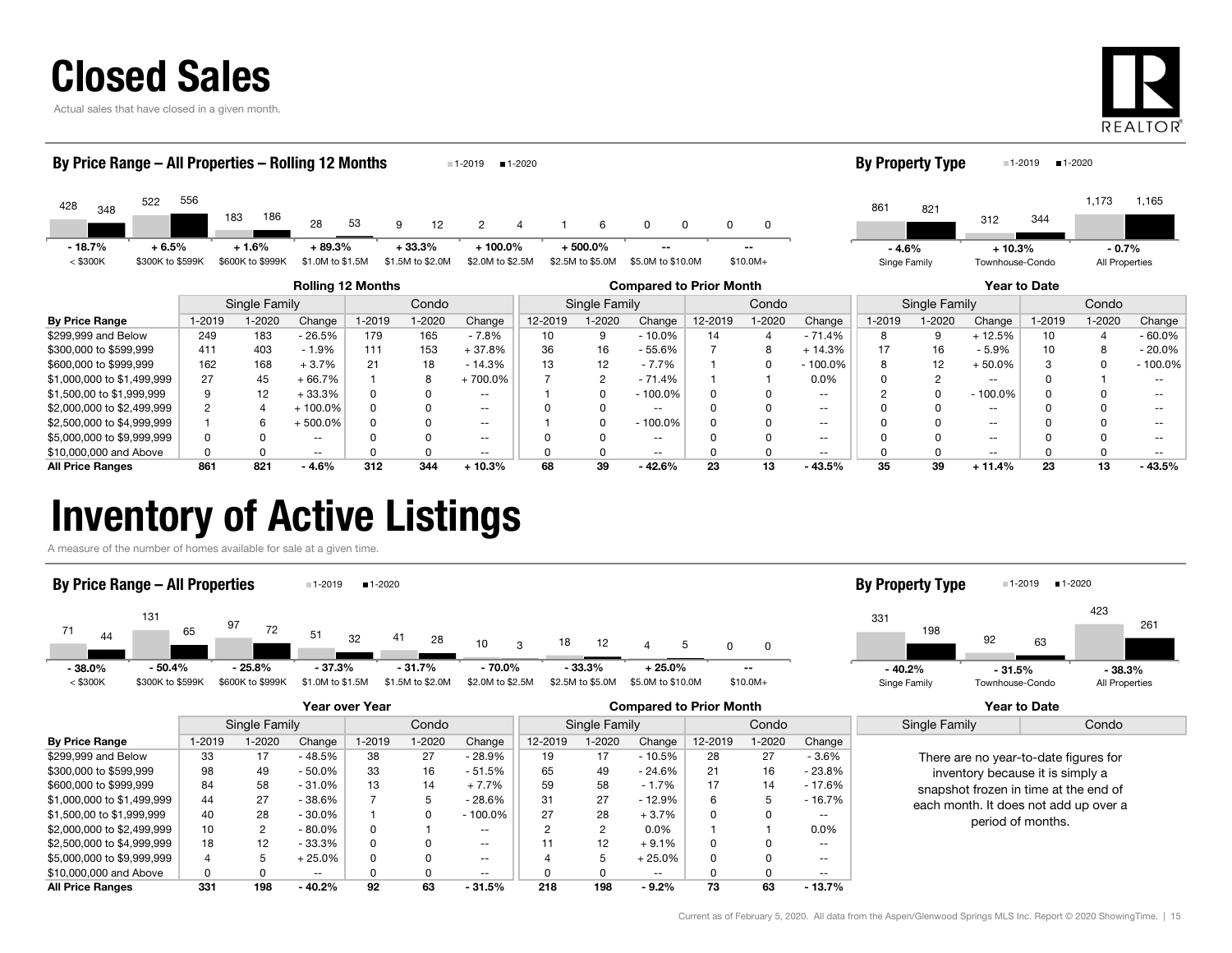# Closed Sales

Actual sales that have closed in a given month.

### By Price Range – All Properties – Rolling 12 Months

| Price Range | 1-2019 | 1-2020 | Change |
|---|---|---|---|
| < $300K | 428 | 348 | - 18.7% |
| $300K to $599K | 522 | 556 | + 6.5% |
| $600K to $999K | 183 | 186 | + 1.6% |
| $1.0M to $1.5M | 28 | 53 | + 89.3% |
| $1.5M to $2.0M | 9 | 12 | + 33.3% |
| $2.0M to $2.5M | 2 | 4 | + 100.0% |
| $2.5M to $5.0M | 1 | 6 | + 500.0% |
| $5.0M to $10.0M | 0 | 0 | -- |
| $10.0M+ | 0 | 0 | -- |

### By Property Type

| Property Type | 1-2019 | 1-2020 | Change |
|---|---|---|---|
| Singe Family | 861 | 821 | - 4.6% |
| Townhouse-Condo | 312 | 344 | + 10.3% |
| All Properties | 1,173 | 1,165 | - 0.7% |

| | Rolling 12 Months | | | | | | Compared to Prior Month | | | | | | Year to Date | | | | | |
|---|---|---|---|---|---|---|---|---|---|---|---|---|---|---|---|---|---|---|
| | Single Family | | | Condo | | | Single Family | | | Condo | | | Single Family | | | Condo | | |
| By Price Range | 1-2019 | 1-2020 | Change | 1-2019 | 1-2020 | Change | 12-2019 | 1-2020 | Change | 12-2019 | 1-2020 | Change | 1-2019 | 1-2020 | Change | 1-2019 | 1-2020 | Change |
| $299,999 and Below | 249 | 183 | - 26.5% | 179 | 165 | - 7.8% | 10 | 9 | - 10.0% | 14 | 4 | - 71.4% | 8 | 9 | + 12.5% | 10 | 4 | - 60.0% |
| $300,000 to $599,999 | 411 | 403 | - 1.9% | 111 | 153 | + 37.8% | 36 | 16 | - 55.6% | 7 | 8 | + 14.3% | 17 | 16 | - 5.9% | 10 | 8 | - 20.0% |
| $600,000 to $999,999 | 162 | 168 | + 3.7% | 21 | 18 | - 14.3% | 13 | 12 | - 7.7% | 1 | 0 | - 100.0% | 8 | 12 | + 50.0% | 3 | 0 | - 100.0% |
| $1,000,000 to $1,499,999 | 27 | 45 | + 66.7% | 1 | 8 | + 700.0% | 7 | 2 | - 71.4% | 1 | 1 | 0.0% | 0 | 2 | -- | 0 | 1 | -- |
| $1,500,00 to $1,999,999 | 9 | 12 | + 33.3% | 0 | 0 | -- | 1 | 0 | - 100.0% | 0 | 0 | -- | 2 | 0 | - 100.0% | 0 | 0 | -- |
| $2,000,000 to $2,499,999 | 2 | 4 | + 100.0% | 0 | 0 | -- | 0 | 0 | -- | 0 | 0 | -- | 0 | 0 | -- | 0 | 0 | -- |
| $2,500,000 to $4,999,999 | 1 | 6 | + 500.0% | 0 | 0 | -- | 1 | 0 | - 100.0% | 0 | 0 | -- | 0 | 0 | -- | 0 | 0 | -- |
| $5,000,000 to $9,999,999 | 0 | 0 | -- | 0 | 0 | -- | 0 | 0 | -- | 0 | 0 | -- | 0 | 0 | -- | 0 | 0 | -- |
| $10,000,000 and Above | 0 | 0 | -- | 0 | 0 | -- | 0 | 0 | -- | 0 | 0 | -- | 0 | 0 | -- | 0 | 0 | -- |
| **All Price Ranges** | **861** | **821** | **- 4.6%** | **312** | **344** | **+ 10.3%** | **68** | **39** | **- 42.6%** | **23** | **13** | **- 43.5%** | **35** | **39** | **+ 11.4%** | **23** | **13** | **- 43.5%** |

# Inventory of Active Listings

A measure of the number of homes available for sale at a given time.

### By Price Range – All Properties

| Price Range | 1-2019 | 1-2020 | Change |
|---|---|---|---|
| < $300K | 71 | 44 | - 38.0% |
| $300K to $599K | 131 | 65 | - 50.4% |
| $600K to $999K | 97 | 72 | - 25.8% |
| $1.0M to $1.5M | 51 | 32 | - 37.3% |
| $1.5M to $2.0M | 41 | 28 | - 31.7% |
| $2.0M to $2.5M | 10 | 3 | - 70.0% |
| $2.5M to $5.0M | 18 | 12 | - 33.3% |
| $5.0M to $10.0M | 4 | 5 | + 25.0% |
| $10.0M+ | 0 | 0 | -- |

### By Property Type

| Property Type | 1-2019 | 1-2020 | Change |
|---|---|---|---|
| Singe Family | 331 | 198 | - 40.2% |
| Townhouse-Condo | 92 | 63 | - 31.5% |
| All Properties | 423 | 261 | - 38.3% |

| | Year over Year | | | | | | Compared to Prior Month | | | | | |
|---|---|---|---|---|---|---|---|---|---|---|---|---|
| | Single Family | | | Condo | | | Single Family | | | Condo | | |
| By Price Range | 1-2019 | 1-2020 | Change | 1-2019 | 1-2020 | Change | 12-2019 | 1-2020 | Change | 12-2019 | 1-2020 | Change |
| $299,999 and Below | 33 | 17 | - 48.5% | 38 | 27 | - 28.9% | 19 | 17 | - 10.5% | 28 | 27 | - 3.6% |
| $300,000 to $599,999 | 98 | 49 | - 50.0% | 33 | 16 | - 51.5% | 65 | 49 | - 24.6% | 21 | 16 | - 23.8% |
| $600,000 to $999,999 | 84 | 58 | - 31.0% | 13 | 14 | + 7.7% | 59 | 58 | - 1.7% | 17 | 14 | - 17.6% |
| $1,000,000 to $1,499,999 | 44 | 27 | - 38.6% | 7 | 5 | - 28.6% | 31 | 27 | - 12.9% | 6 | 5 | - 16.7% |
| $1,500,000 to $1,999,999 | 40 | 28 | - 30.0% | 1 | 0 | - 100.0% | 27 | 28 | + 3.7% | 0 | 0 | -- |
| $2,000,000 to $2,499,999 | 10 | 2 | - 80.0% | 0 | 1 | -- | 2 | 2 | 0.0% | 1 | 1 | 0.0% |
| $2,500,000 to $4,999,999 | 18 | 12 | - 33.3% | 0 | 0 | -- | 11 | 12 | + 9.1% | 0 | 0 | -- |
| $5,000,000 to $9,999,999 | 4 | 5 | + 25.0% | 0 | 0 | -- | 4 | 5 | + 25.0% | 0 | 0 | -- |
| $10,000,000 and Above | 0 | 0 | -- | 0 | 0 | -- | 0 | 0 | -- | 0 | 0 | -- |
| **All Price Ranges** | **331** | **198** | **- 40.2%** | **92** | **63** | **- 31.5%** | **218** | **198** | **- 9.2%** | **73** | **63** | **- 13.7%** |

**Year to Date** (Single Family / Condo)

There are no year-to-date figures for inventory because it is simply a snapshot frozen in time at the end of each month. It does not add up over a period of months.

Current as of February 5, 2020. All data from the Aspen/Glenwood Springs MLS Inc. Report © 2020 ShowingTime.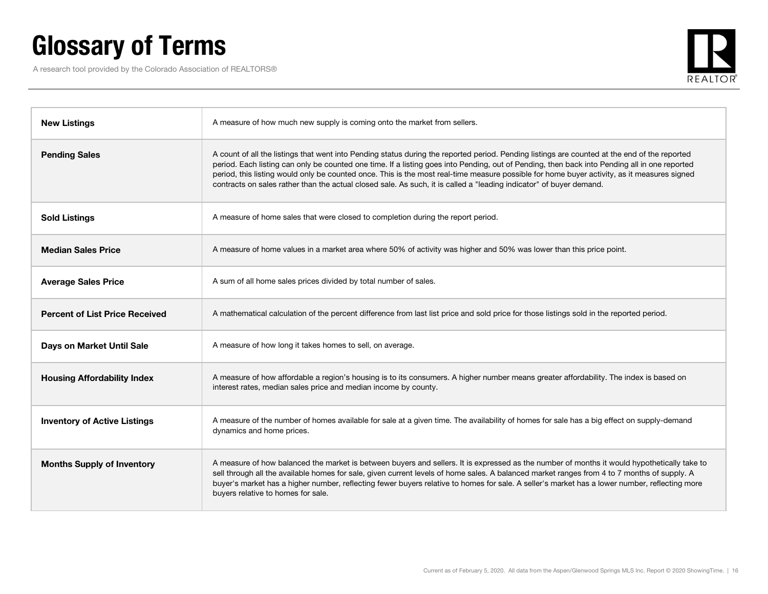# Glossary of Terms

A research tool provided by the Colorado Association of REALTORS®

| | |
|---|---|
| **New Listings** | A measure of how much new supply is coming onto the market from sellers. |
| **Pending Sales** | A count of all the listings that went into Pending status during the reported period. Pending listings are counted at the end of the reported period. Each listing can only be counted one time. If a listing goes into Pending, out of Pending, then back into Pending all in one reported period, this listing would only be counted once. This is the most real-time measure possible for home buyer activity, as it measures signed contracts on sales rather than the actual closed sale. As such, it is called a "leading indicator" of buyer demand. |
| **Sold Listings** | A measure of home sales that were closed to completion during the report period. |
| **Median Sales Price** | A measure of home values in a market area where 50% of activity was higher and 50% was lower than this price point. |
| **Average Sales Price** | A sum of all home sales prices divided by total number of sales. |
| **Percent of List Price Received** | A mathematical calculation of the percent difference from last list price and sold price for those listings sold in the reported period. |
| **Days on Market Until Sale** | A measure of how long it takes homes to sell, on average. |
| **Housing Affordability Index** | A measure of how affordable a region's housing is to its consumers. A higher number means greater affordability. The index is based on interest rates, median sales price and median income by county. |
| **Inventory of Active Listings** | A measure of the number of homes available for sale at a given time. The availability of homes for sale has a big effect on supply-demand dynamics and home prices. |
| **Months Supply of Inventory** | A measure of how balanced the market is between buyers and sellers. It is expressed as the number of months it would hypothetically take to sell through all the available homes for sale, given current levels of home sales. A balanced market ranges from 4 to 7 months of supply. A buyer's market has a higher number, reflecting fewer buyers relative to homes for sale. A seller's market has a lower number, reflecting more buyers relative to homes for sale. |

Current as of February 5, 2020. All data from the Aspen/Glenwood Springs MLS Inc. Report © 2020 ShowingTime.